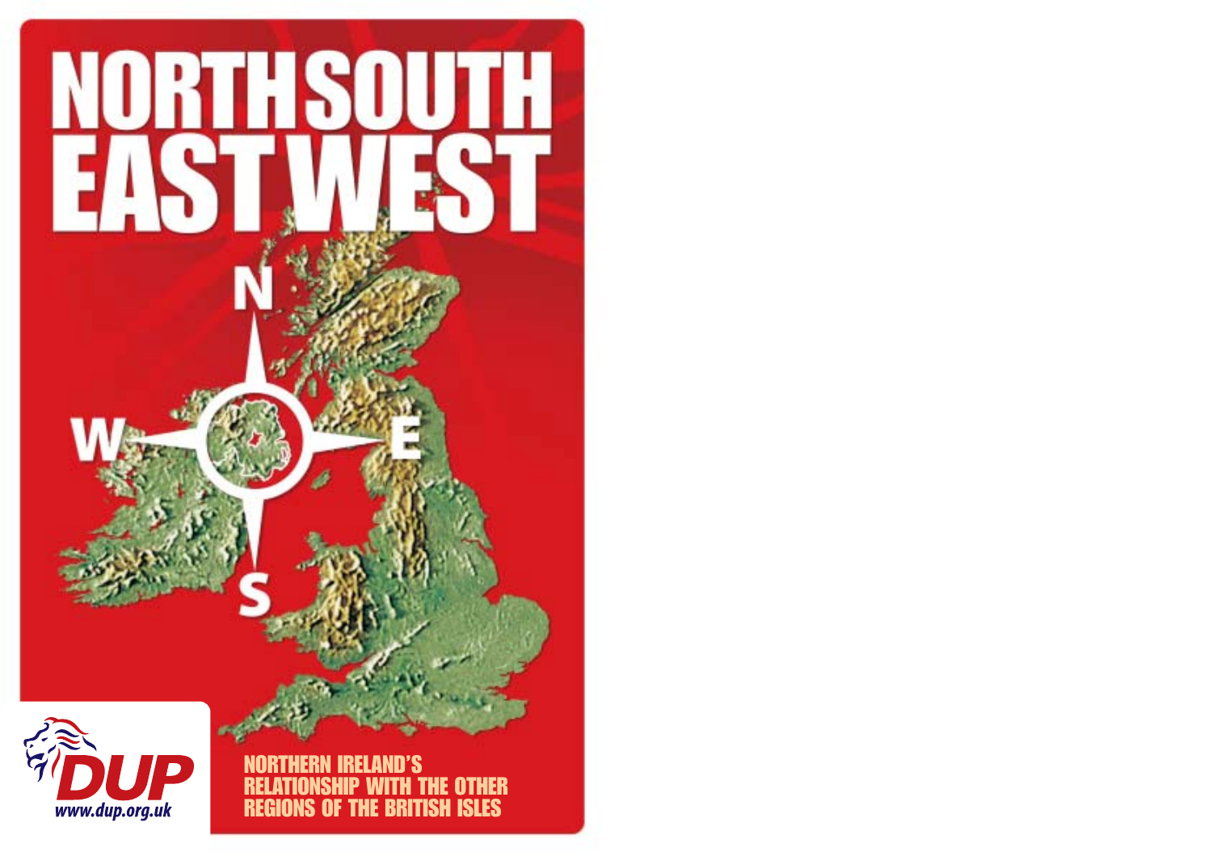# NORTH SOUTH EAST WEST

NORTHERN IRELAND'S RELATIONSHIP WITH THE OTHER REGIONS OF THE BRITISH ISLES

DUP
www.dup.org.uk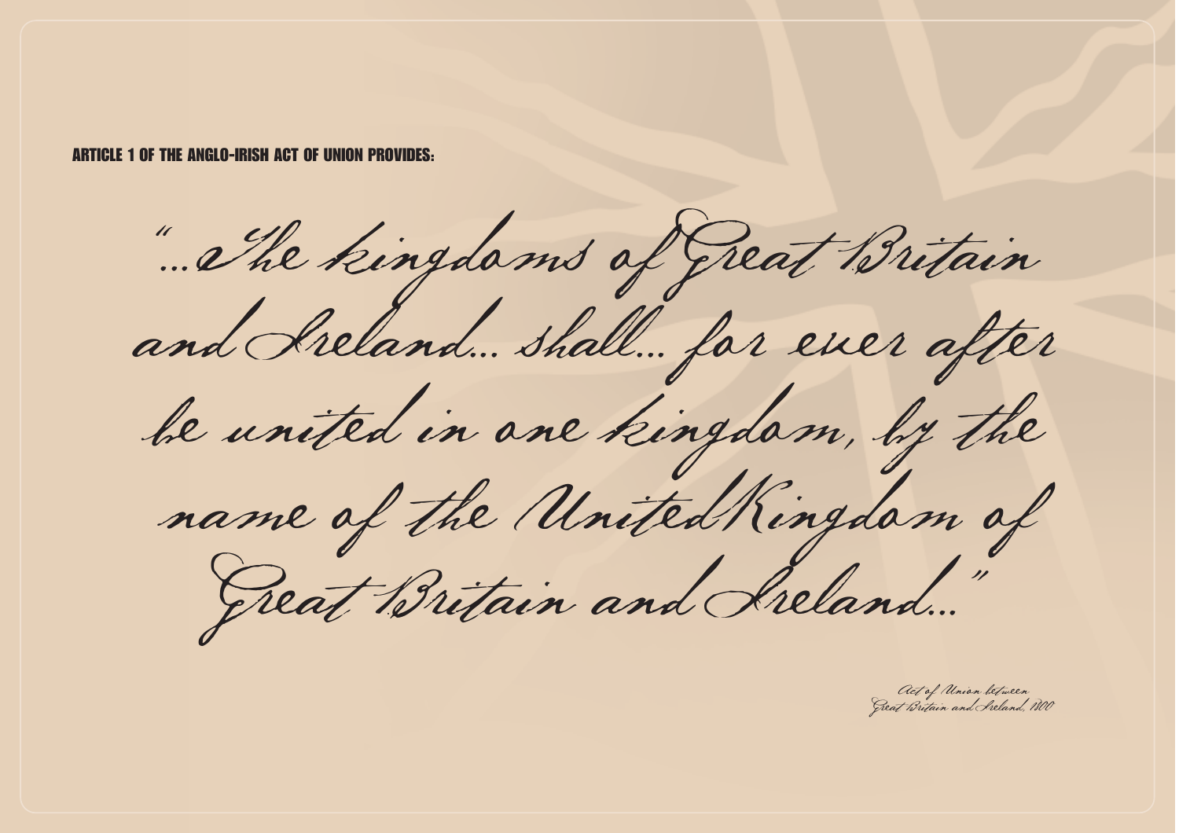**ARTICLE 1 OF THE ANGLO-IRISH ACT OF UNION PROVIDES:**

*"...The kingdoms of Great Britain and Ireland... shall... for ever after be united in one kingdom, by the name of the United Kingdom of Great Britain and Ireland..."*

*Act of Union between Great Britain and Ireland, 1800*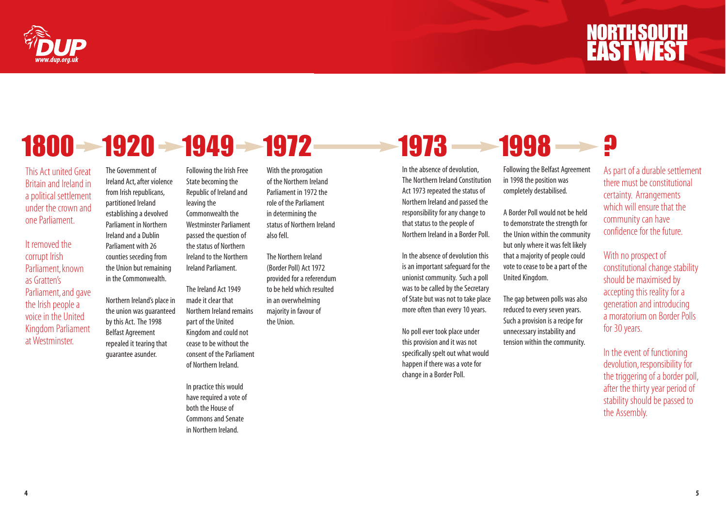## 1800

This Act united Great Britain and Ireland in a political settlement under the crown and one Parliament.

It removed the corrupt Irish Parliament, known as Gratten's Parliament, and gave the Irish people a voice in the United Kingdom Parliament at Westminster.

## 1920

The Government of Ireland Act, after violence from Irish republicans, partitioned Ireland establishing a devolved Parliament in Northern Ireland and a Dublin Parliament with 26 counties seceding from the Union but remaining in the Commonwealth.

Northern Ireland's place in the union was guaranteed by this Act. The 1998 Belfast Agreement repealed it tearing that guarantee asunder.

## 1949

Following the Irish Free State becoming the Republic of Ireland and leaving the Commonwealth the Westminster Parliament passed the question of the status of Northern Ireland to the Northern Ireland Parliament.

The Ireland Act 1949 made it clear that Northern Ireland remains part of the United Kingdom and could not cease to be without the consent of the Parliament of Northern Ireland.

In practice this would have required a vote of both the House of Commons and Senate in Northern Ireland.

## 1972

With the prorogation of the Northern Ireland Parliament in 1972 the role of the Parliament in determining the status of Northern Ireland also fell.

The Northern Ireland (Border Poll) Act 1972 provided for a referendum to be held which resulted in an overwhelming majority in favour of the Union.

## 1973

In the absence of devolution, The Northern Ireland Constitution Act 1973 repealed the status of Northern Ireland and passed the responsibility for any change to that status to the people of Northern Ireland in a Border Poll.

In the absence of devolution this is an important safeguard for the unionist community. Such a poll was to be called by the Secretary of State but was not to take place more often than every 10 years.

No poll ever took place under this provision and it was not specifically spelt out what would happen if there was a vote for change in a Border Poll.

## 1998

Following the Belfast Agreement in 1998 the position was completely destabilised.

A Border Poll would not be held to demonstrate the strength for the Union within the community but only where it was felt likely that a majority of people could vote to cease to be a part of the United Kingdom.

The gap between polls was also reduced to every seven years. Such a provision is a recipe for unnecessary instability and tension within the community.

## ?

As part of a durable settlement there must be constitutional certainty. Arrangements which will ensure that the community can have confidence for the future.

With no prospect of constitutional change stability should be maximised by accepting this reality for a generation and introducing a moratorium on Border Polls for 30 years.

In the event of functioning devolution, responsibility for the triggering of a border poll, after the thirty year period of stability should be passed to the Assembly.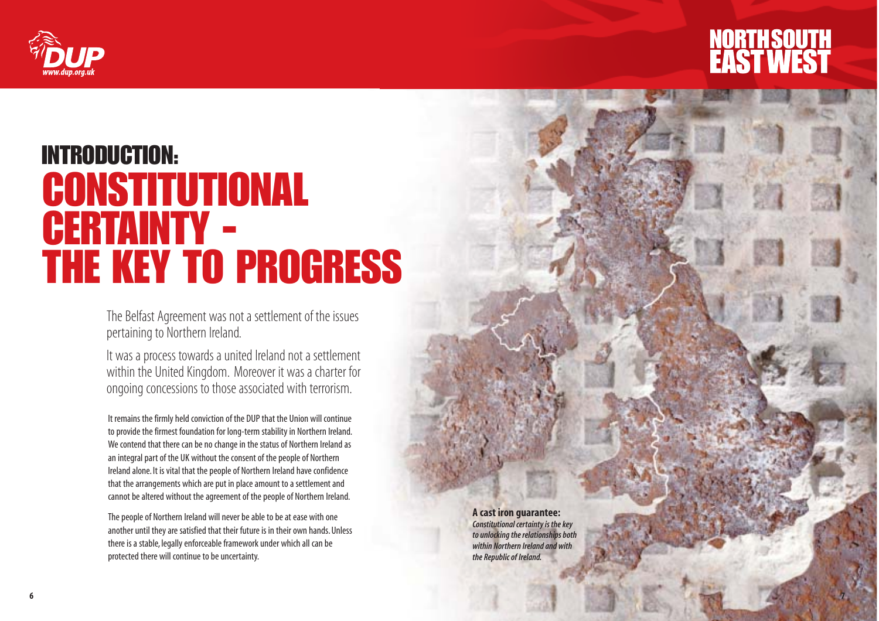# INTRODUCTION: CONSTITUTIONAL CERTAINTY - THE KEY TO PROGRESS

The Belfast Agreement was not a settlement of the issues pertaining to Northern Ireland.

It was a process towards a united Ireland not a settlement within the United Kingdom. Moreover it was a charter for ongoing concessions to those associated with terrorism.

It remains the firmly held conviction of the DUP that the Union will continue to provide the firmest foundation for long-term stability in Northern Ireland. We contend that there can be no change in the status of Northern Ireland as an integral part of the UK without the consent of the people of Northern Ireland alone. It is vital that the people of Northern Ireland have confidence that the arrangements which are put in place amount to a settlement and cannot be altered without the agreement of the people of Northern Ireland.

The people of Northern Ireland will never be able to be at ease with one another until they are satisfied that their future is in their own hands. Unless there is a stable, legally enforceable framework under which all can be protected there will continue to be uncertainty.

**A cast iron guarantee:**
***Constitutional certainty is the key to unlocking the relationships both within Northern Ireland and with the Republic of Ireland.***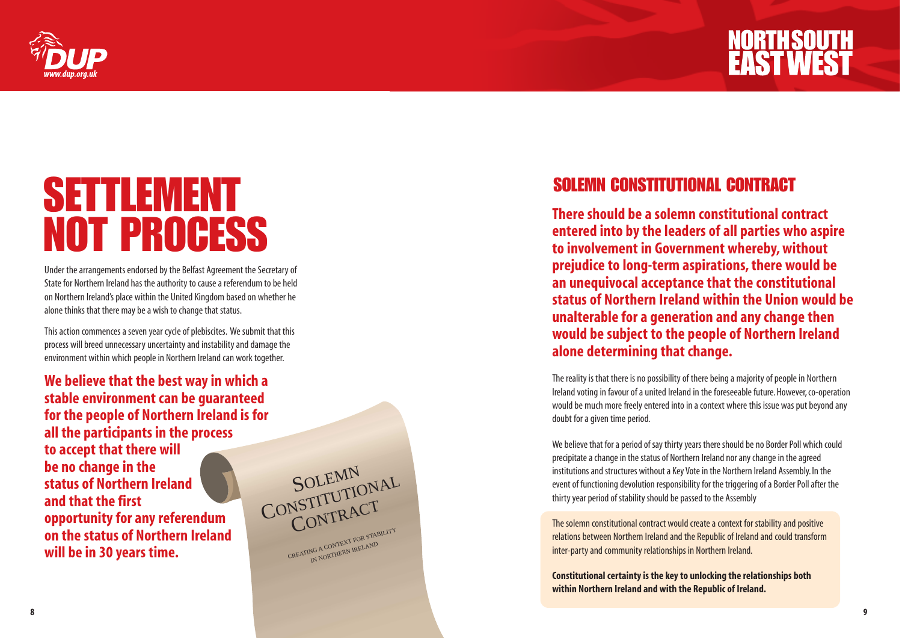# SETTLEMENT NOT PROCESS

Under the arrangements endorsed by the Belfast Agreement the Secretary of State for Northern Ireland has the authority to cause a referendum to be held on Northern Ireland's place within the United Kingdom based on whether he alone thinks that there may be a wish to change that status.

This action commences a seven year cycle of plebiscites. We submit that this process will breed unnecessary uncertainty and instability and damage the environment within which people in Northern Ireland can work together.

**We believe that the best way in which a stable environment can be guaranteed for the people of Northern Ireland is for all the participants in the process to accept that there will be no change in the status of Northern Ireland and that the first opportunity for any referendum on the status of Northern Ireland will be in 30 years time.**

SOLEMN CONSTITUTIONAL CONTRACT

CREATING A CONTEXT FOR STABILITY IN NORTHERN IRELAND

## SOLEMN CONSTITUTIONAL CONTRACT

**There should be a solemn constitutional contract entered into by the leaders of all parties who aspire to involvement in Government whereby, without prejudice to long-term aspirations, there would be an unequivocal acceptance that the constitutional status of Northern Ireland within the Union would be unalterable for a generation and any change then would be subject to the people of Northern Ireland alone determining that change.**

The reality is that there is no possibility of there being a majority of people in Northern Ireland voting in favour of a united Ireland in the foreseeable future. However, co-operation would be much more freely entered into in a context where this issue was put beyond any doubt for a given time period.

We believe that for a period of say thirty years there should be no Border Poll which could precipitate a change in the status of Northern Ireland nor any change in the agreed institutions and structures without a Key Vote in the Northern Ireland Assembly. In the event of functioning devolution responsibility for the triggering of a Border Poll after the thirty year period of stability should be passed to the Assembly

The solemn constitutional contract would create a context for stability and positive relations between Northern Ireland and the Republic of Ireland and could transform inter-party and community relationships in Northern Ireland.

**Constitutional certainty is the key to unlocking the relationships both within Northern Ireland and with the Republic of Ireland.**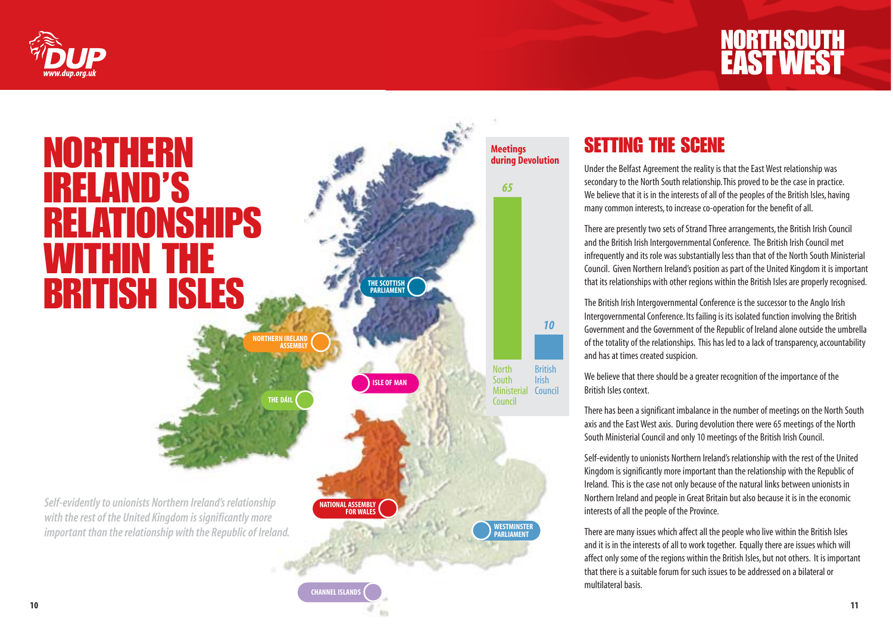# NORTHERN IRELAND'S RELATIONSHIPS WITHIN THE BRITISH ISLES

THE SCOTTISH PARLIAMENT

NORTHERN IRELAND ASSEMBLY

ISLE OF MAN

THE DÁIL

NATIONAL ASSEMBLY FOR WALES

WESTMINSTER PARLIAMENT

CHANNEL ISLANDS

*Self-evidently to unionists Northern Ireland's relationship with the rest of the United Kingdom is significantly more important than the relationship with the Republic of Ireland.*

**Meetings during Devolution**

| North South Ministerial Council | British Irish Council |
|---|---|
| 65 | 10 |

## SETTING THE SCENE

Under the Belfast Agreement the reality is that the East West relationship was secondary to the North South relationship. This proved to be the case in practice. We believe that it is in the interests of all of the peoples of the British Isles, having many common interests, to increase co-operation for the benefit of all.

There are presently two sets of Strand Three arrangements, the British Irish Council and the British Irish Intergovernmental Conference. The British Irish Council met infrequently and its role was substantially less than that of the North South Ministerial Council. Given Northern Ireland's position as part of the United Kingdom it is important that its relationships with other regions within the British Isles are properly recognised.

The British Irish Intergovernmental Conference is the successor to the Anglo Irish Intergovernmental Conference. Its failing is its isolated function involving the British Government and the Government of the Republic of Ireland alone outside the umbrella of the totality of the relationships. This has led to a lack of transparency, accountability and has at times created suspicion.

We believe that there should be a greater recognition of the importance of the British Isles context.

There has been a significant imbalance in the number of meetings on the North South axis and the East West axis. During devolution there were 65 meetings of the North South Ministerial Council and only 10 meetings of the British Irish Council.

Self-evidently to unionists Northern Ireland's relationship with the rest of the United Kingdom is significantly more important than the relationship with the Republic of Ireland. This is the case not only because of the natural links between unionists in Northern Ireland and people in Great Britain but also because it is in the economic interests of all the people of the Province.

There are many issues which affect all the people who live within the British Isles and it is in the interests of all to work together. Equally there are issues which will affect only some of the regions within the British Isles, but not others. It is important that there is a suitable forum for such issues to be addressed on a bilateral or multilateral basis.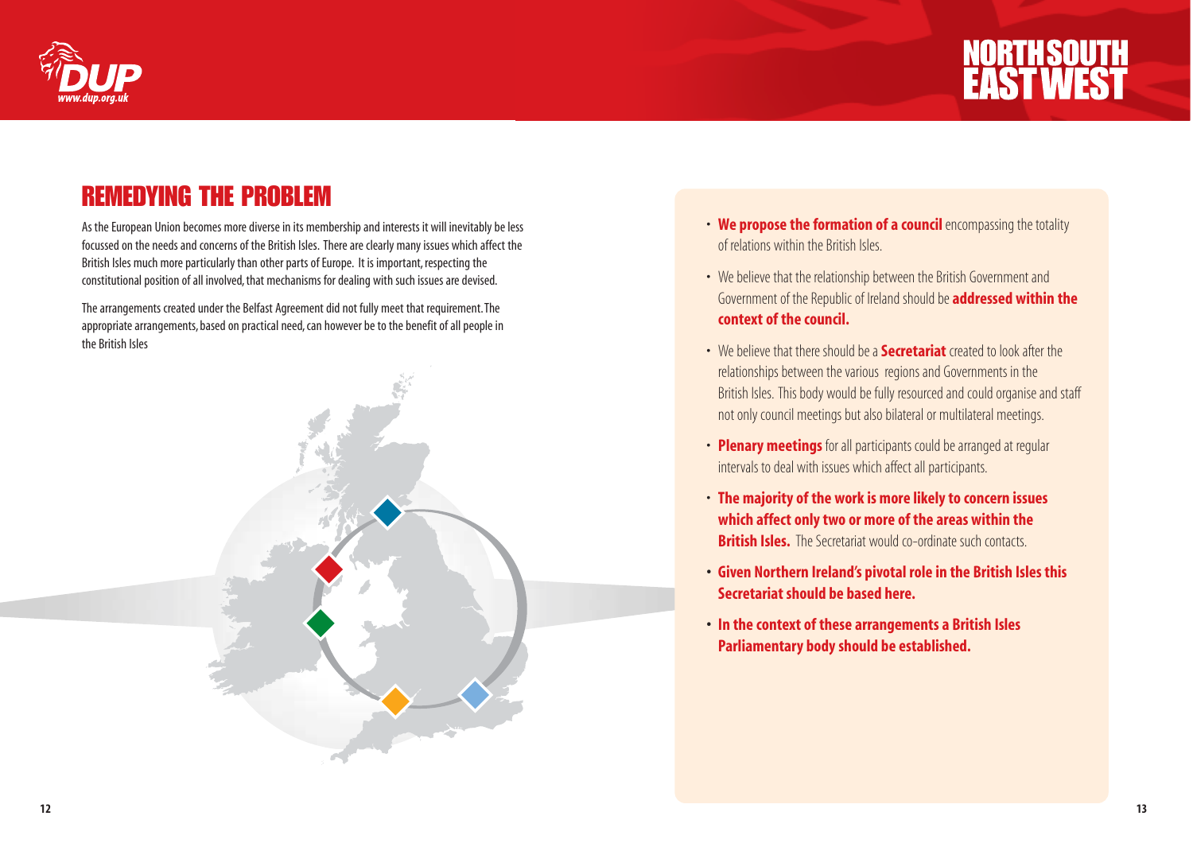## REMEDYING THE PROBLEM

As the European Union becomes more diverse in its membership and interests it will inevitably be less focussed on the needs and concerns of the British Isles. There are clearly many issues which affect the British Isles much more particularly than other parts of Europe. It is important, respecting the constitutional position of all involved, that mechanisms for dealing with such issues are devised.

The arrangements created under the Belfast Agreement did not fully meet that requirement. The appropriate arrangements, based on practical need, can however be to the benefit of all people in the British Isles

- **We propose the formation of a council** encompassing the totality of relations within the British Isles.
- We believe that the relationship between the British Government and Government of the Republic of Ireland should be **addressed within the context of the council.**
- We believe that there should be a **Secretariat** created to look after the relationships between the various regions and Governments in the British Isles. This body would be fully resourced and could organise and staff not only council meetings but also bilateral or multilateral meetings.
- **Plenary meetings** for all participants could be arranged at regular intervals to deal with issues which affect all participants.
- **The majority of the work is more likely to concern issues which affect only two or more of the areas within the British Isles.** The Secretariat would co-ordinate such contacts.
- **Given Northern Ireland's pivotal role in the British Isles this Secretariat should be based here.**
- **In the context of these arrangements a British Isles Parliamentary body should be established.**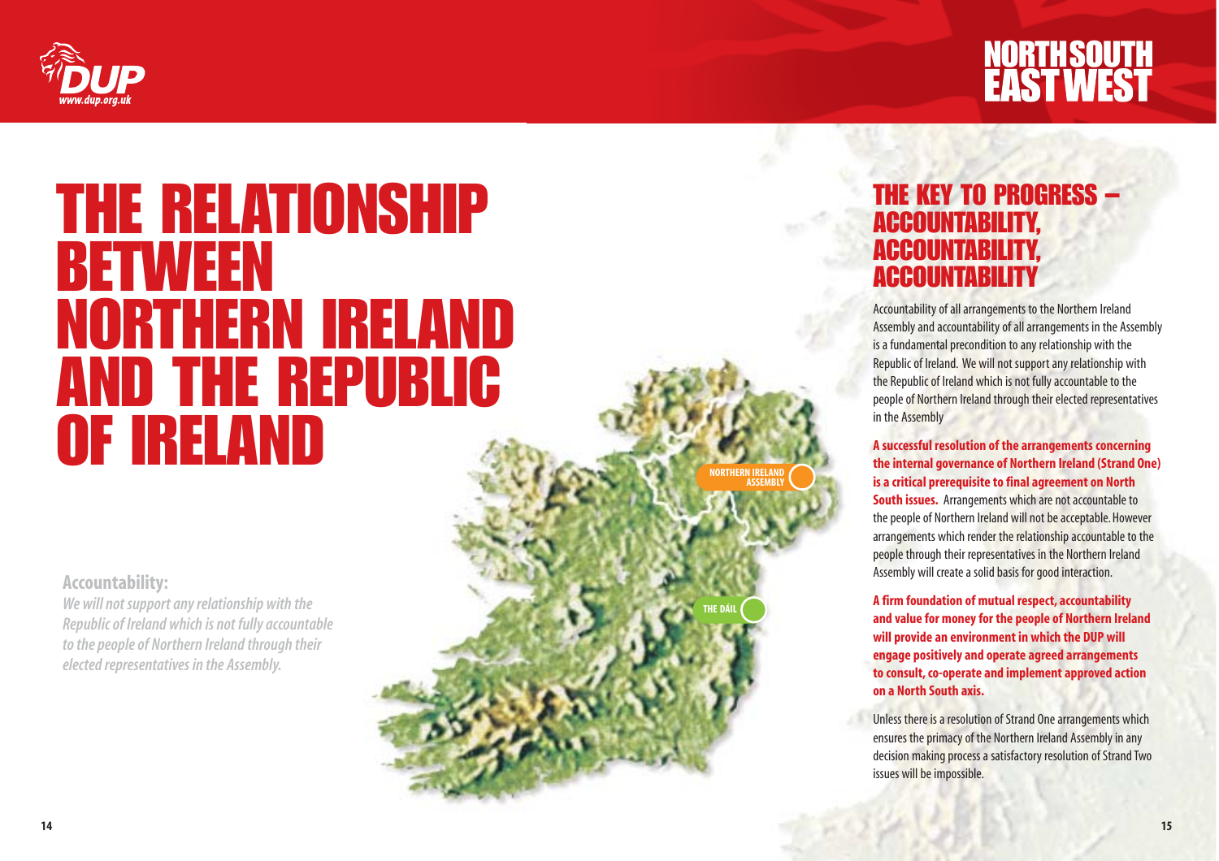# THE RELATIONSHIP BETWEEN NORTHERN IRELAND AND THE REPUBLIC OF IRELAND

**Accountability:**

***We will not support any relationship with the Republic of Ireland which is not fully accountable to the people of Northern Ireland through their elected representatives in the Assembly.***

NORTHERN IRELAND ASSEMBLY

THE DÁIL

## THE KEY TO PROGRESS – ACCOUNTABILITY, ACCOUNTABILITY, ACCOUNTABILITY

Accountability of all arrangements to the Northern Ireland Assembly and accountability of all arrangements in the Assembly is a fundamental precondition to any relationship with the Republic of Ireland. We will not support any relationship with the Republic of Ireland which is not fully accountable to the people of Northern Ireland through their elected representatives in the Assembly

**A successful resolution of the arrangements concerning the internal governance of Northern Ireland (Strand One) is a critical prerequisite to final agreement on North South issues.** Arrangements which are not accountable to the people of Northern Ireland will not be acceptable. However arrangements which render the relationship accountable to the people through their representatives in the Northern Ireland Assembly will create a solid basis for good interaction.

**A firm foundation of mutual respect, accountability and value for money for the people of Northern Ireland will provide an environment in which the DUP will engage positively and operate agreed arrangements to consult, co-operate and implement approved action on a North South axis.**

Unless there is a resolution of Strand One arrangements which ensures the primacy of the Northern Ireland Assembly in any decision making process a satisfactory resolution of Strand Two issues will be impossible.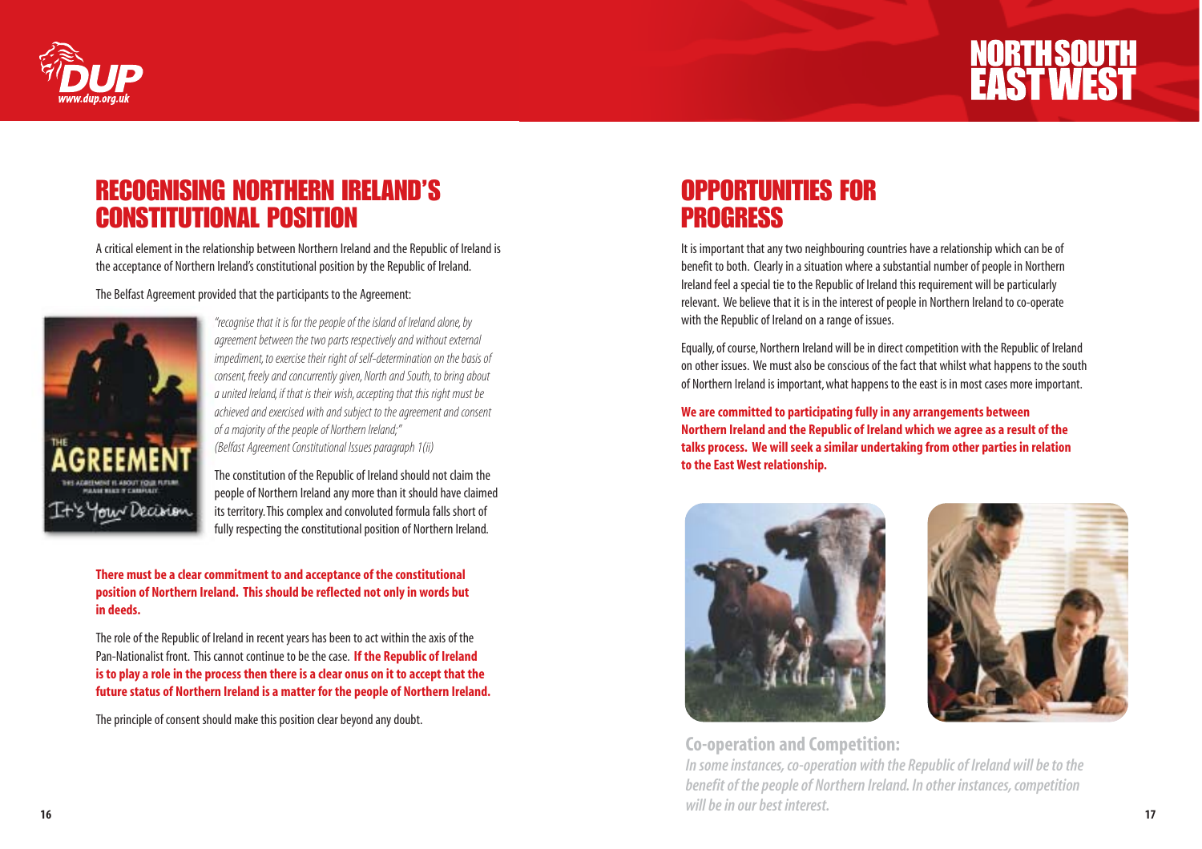## RECOGNISING NORTHERN IRELAND'S CONSTITUTIONAL POSITION

A critical element in the relationship between Northern Ireland and the Republic of Ireland is the acceptance of Northern Ireland's constitutional position by the Republic of Ireland.

The Belfast Agreement provided that the participants to the Agreement:

*"recognise that it is for the people of the island of Ireland alone, by agreement between the two parts respectively and without external impediment, to exercise their right of self-determination on the basis of consent, freely and concurrently given, North and South, to bring about a united Ireland, if that is their wish, accepting that this right must be achieved and exercised with and subject to the agreement and consent of a majority of the people of Northern Ireland;"*
*(Belfast Agreement Constitutional Issues paragraph 1(ii)*

The constitution of the Republic of Ireland should not claim the people of Northern Ireland any more than it should have claimed its territory. This complex and convoluted formula falls short of fully respecting the constitutional position of Northern Ireland.

**There must be a clear commitment to and acceptance of the constitutional position of Northern Ireland. This should be reflected not only in words but in deeds.**

The role of the Republic of Ireland in recent years has been to act within the axis of the Pan-Nationalist front. This cannot continue to be the case. **If the Republic of Ireland is to play a role in the process then there is a clear onus on it to accept that the future status of Northern Ireland is a matter for the people of Northern Ireland.**

The principle of consent should make this position clear beyond any doubt.

## OPPORTUNITIES FOR PROGRESS

It is important that any two neighbouring countries have a relationship which can be of benefit to both. Clearly in a situation where a substantial number of people in Northern Ireland feel a special tie to the Republic of Ireland this requirement will be particularly relevant. We believe that it is in the interest of people in Northern Ireland to co-operate with the Republic of Ireland on a range of issues.

Equally, of course, Northern Ireland will be in direct competition with the Republic of Ireland on other issues. We must also be conscious of the fact that whilst what happens to the south of Northern Ireland is important, what happens to the east is in most cases more important.

**We are committed to participating fully in any arrangements between Northern Ireland and the Republic of Ireland which we agree as a result of the talks process. We will seek a similar undertaking from other parties in relation to the East West relationship.**

**Co-operation and Competition:**
***In some instances, co-operation with the Republic of Ireland will be to the benefit of the people of Northern Ireland. In other instances, competition will be in our best interest.***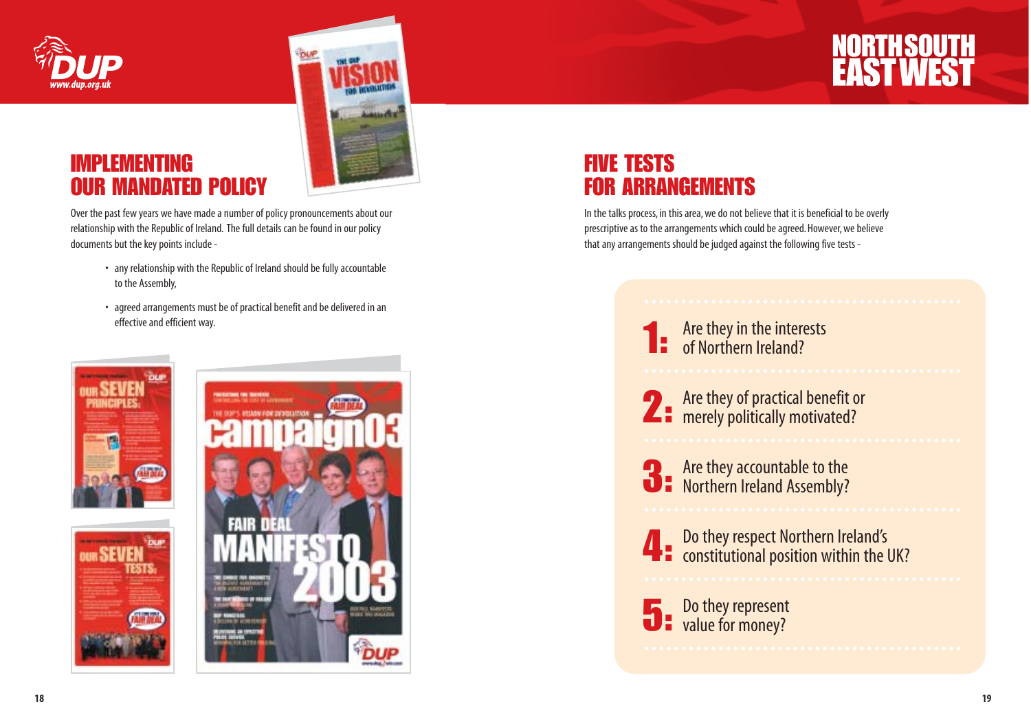## IMPLEMENTING OUR MANDATED POLICY

Over the past few years we have made a number of policy pronouncements about our relationship with the Republic of Ireland. The full details can be found in our policy documents but the key points include -

- any relationship with the Republic of Ireland should be fully accountable to the Assembly,
- agreed arrangements must be of practical benefit and be delivered in an effective and efficient way.

## FIVE TESTS FOR ARRANGEMENTS

In the talks process, in this area, we do not believe that it is beneficial to be overly prescriptive as to the arrangements which could be agreed. However, we believe that any arrangements should be judged against the following five tests -

**1:** Are they in the interests of Northern Ireland?

**2:** Are they of practical benefit or merely politically motivated?

**3:** Are they accountable to the Northern Ireland Assembly?

**4:** Do they respect Northern Ireland's constitutional position within the UK?

**5:** Do they represent value for money?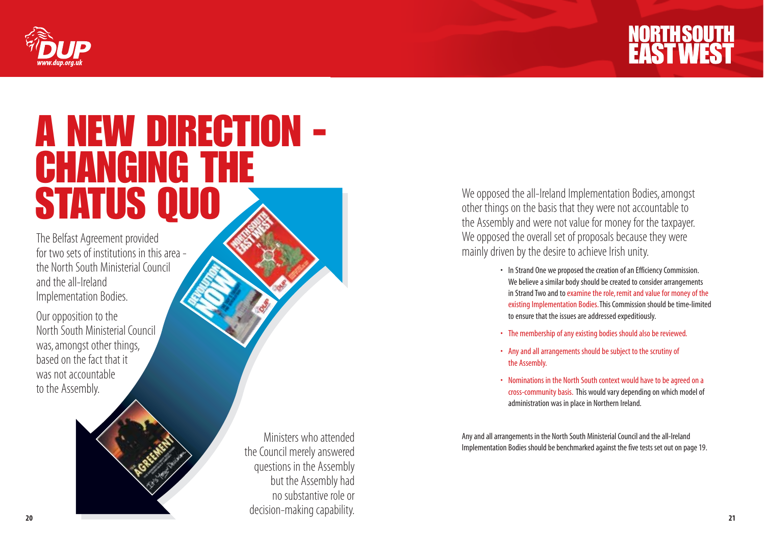# A NEW DIRECTION - CHANGING THE STATUS QUO

The Belfast Agreement provided for two sets of institutions in this area - the North South Ministerial Council and the all-Ireland Implementation Bodies.

Our opposition to the North South Ministerial Council was, amongst other things, based on the fact that it was not accountable to the Assembly.

Ministers who attended the Council merely answered questions in the Assembly but the Assembly had no substantive role or decision-making capability.

We opposed the all-Ireland Implementation Bodies, amongst other things on the basis that they were not accountable to the Assembly and were not value for money for the taxpayer. We opposed the overall set of proposals because they were mainly driven by the desire to achieve Irish unity.

- In Strand One we proposed the creation of an Efficiency Commission. We believe a similar body should be created to consider arrangements in Strand Two and to examine the role, remit and value for money of the existing Implementation Bodies. This Commission should be time-limited to ensure that the issues are addressed expeditiously.
- The membership of any existing bodies should also be reviewed.
- Any and all arrangements should be subject to the scrutiny of the Assembly.
- Nominations in the North South context would have to be agreed on a cross-community basis. This would vary depending on which model of administration was in place in Northern Ireland.

Any and all arrangements in the North South Ministerial Council and the all-Ireland Implementation Bodies should be benchmarked against the five tests set out on page 19.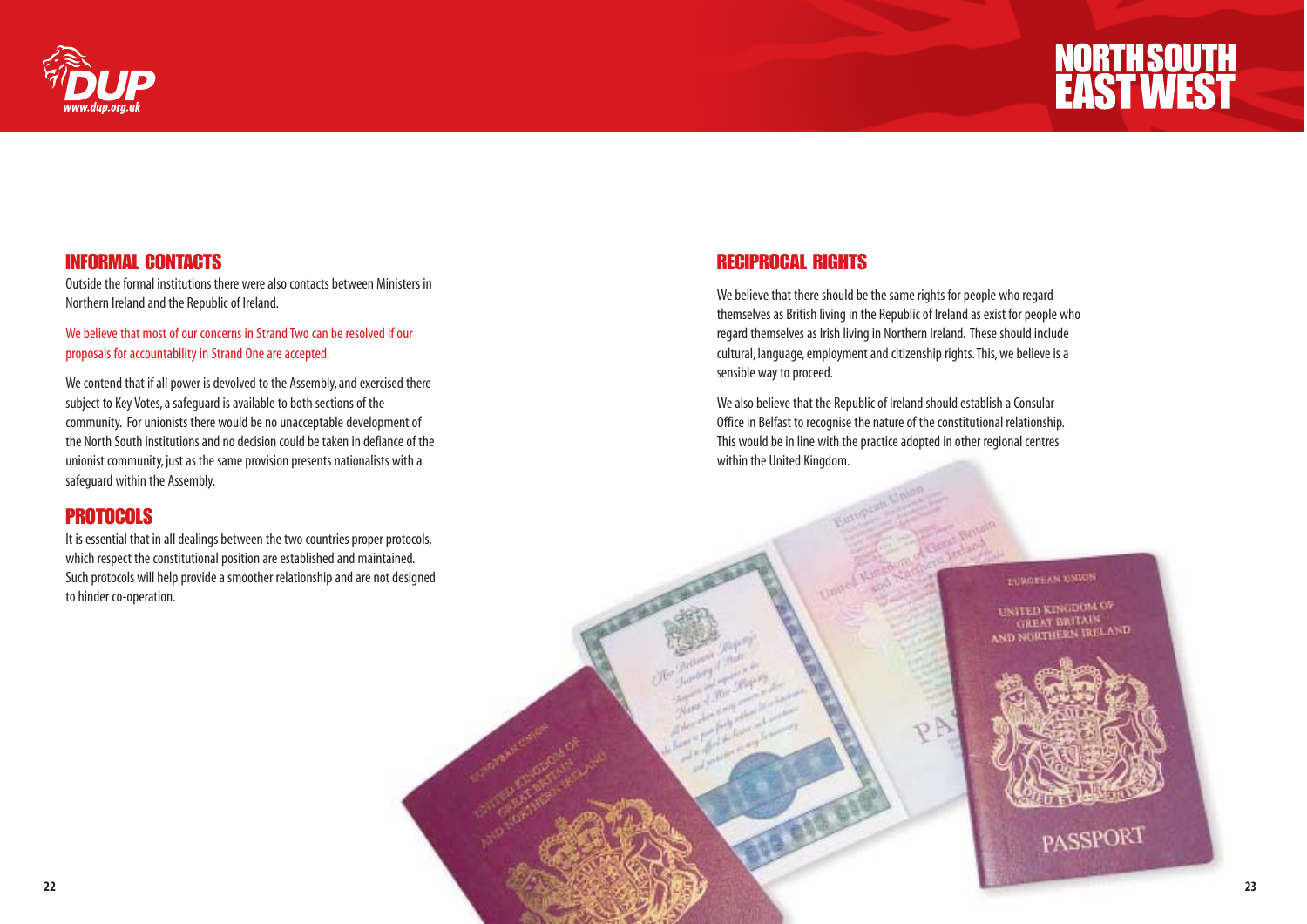## INFORMAL CONTACTS

Outside the formal institutions there were also contacts between Ministers in Northern Ireland and the Republic of Ireland.

We believe that most of our concerns in Strand Two can be resolved if our proposals for accountability in Strand One are accepted.

We contend that if all power is devolved to the Assembly, and exercised there subject to Key Votes, a safeguard is available to both sections of the community. For unionists there would be no unacceptable development of the North South institutions and no decision could be taken in defiance of the unionist community, just as the same provision presents nationalists with a safeguard within the Assembly.

## PROTOCOLS

It is essential that in all dealings between the two countries proper protocols, which respect the constitutional position are established and maintained. Such protocols will help provide a smoother relationship and are not designed to hinder co-operation.

## RECIPROCAL RIGHTS

We believe that there should be the same rights for people who regard themselves as British living in the Republic of Ireland as exist for people who regard themselves as Irish living in Northern Ireland. These should include cultural, language, employment and citizenship rights. This, we believe is a sensible way to proceed.

We also believe that the Republic of Ireland should establish a Consular Office in Belfast to recognise the nature of the constitutional relationship. This would be in line with the practice adopted in other regional centres within the United Kingdom.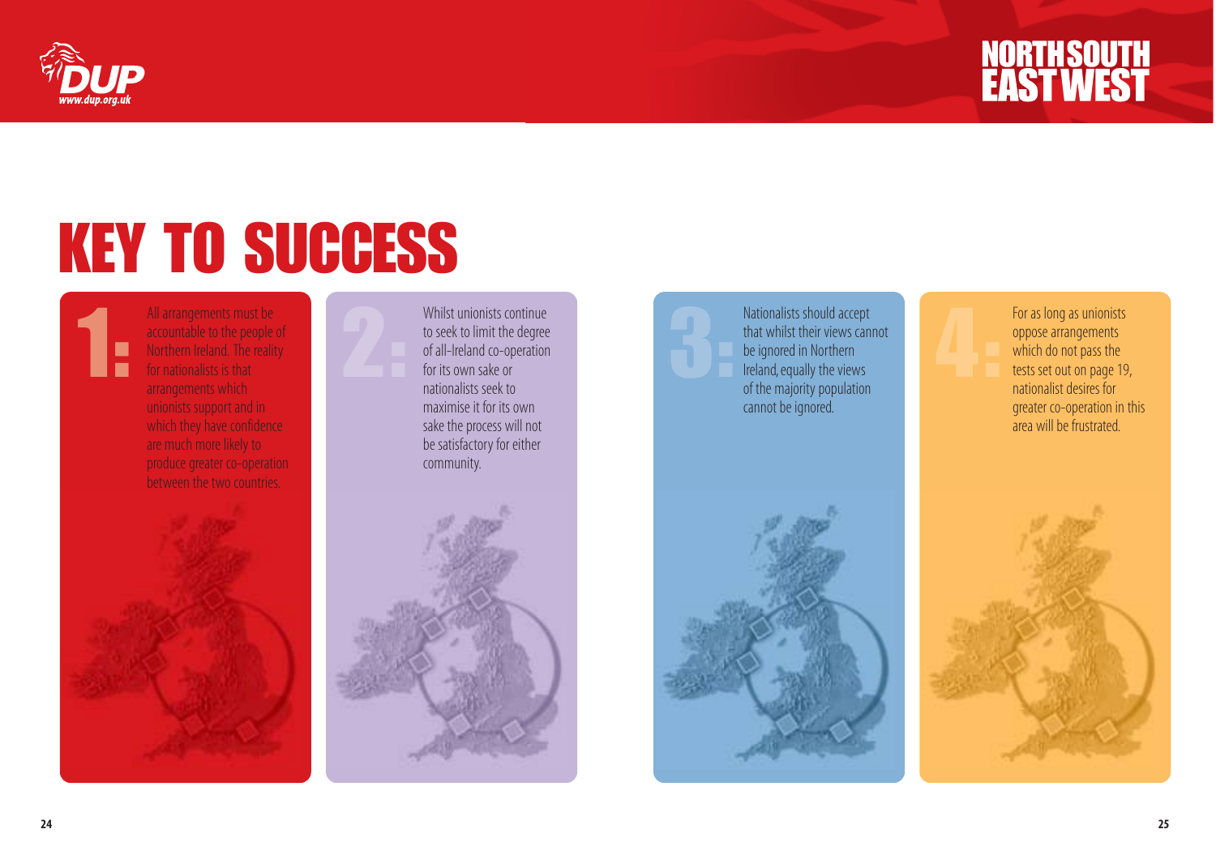# KEY TO SUCCESS

**1:** All arrangements must be accountable to the people of Northern Ireland. The reality for nationalists is that arrangements which unionists support and in which they have confidence are much more likely to produce greater co-operation between the two countries.

**2:** Whilst unionists continue to seek to limit the degree of all-Ireland co-operation for its own sake or nationalists seek to maximise it for its own sake the process will not be satisfactory for either community.

**3:** Nationalists should accept that whilst their views cannot be ignored in Northern Ireland, equally the views of the majority population cannot be ignored.

**4:** For as long as unionists oppose arrangements which do not pass the tests set out on page 19, nationalist desires for greater co-operation in this area will be frustrated.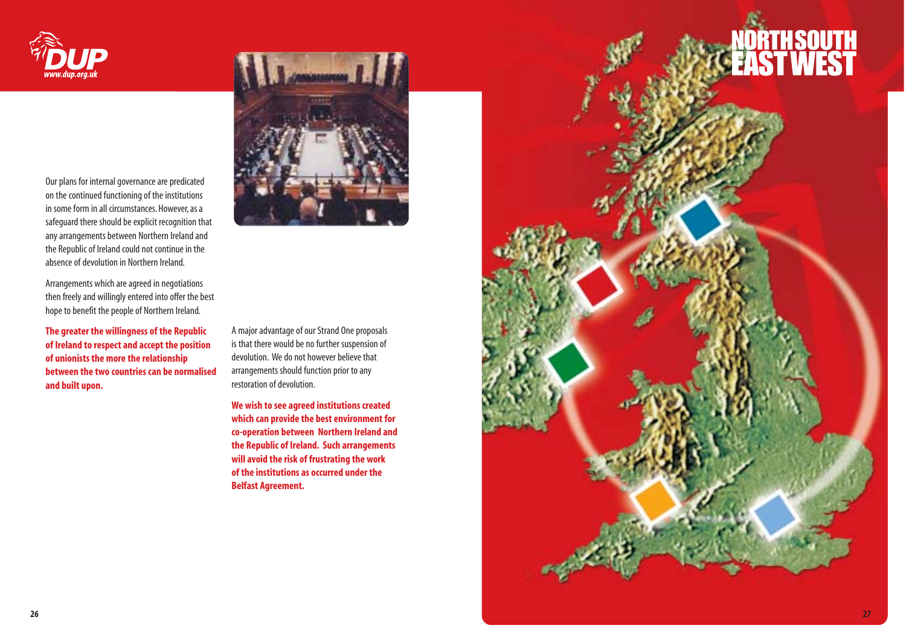# NORTH SOUTH EAST WEST

Our plans for internal governance are predicated on the continued functioning of the institutions in some form in all circumstances. However, as a safeguard there should be explicit recognition that any arrangements between Northern Ireland and the Republic of Ireland could not continue in the absence of devolution in Northern Ireland.

Arrangements which are agreed in negotiations then freely and willingly entered into offer the best hope to benefit the people of Northern Ireland.

**The greater the willingness of the Republic of Ireland to respect and accept the position of unionists the more the relationship between the two countries can be normalised and built upon.**

A major advantage of our Strand One proposals is that there would be no further suspension of devolution. We do not however believe that arrangements should function prior to any restoration of devolution.

**We wish to see agreed institutions created which can provide the best environment for co-operation between Northern Ireland and the Republic of Ireland. Such arrangements will avoid the risk of frustrating the work of the institutions as occurred under the Belfast Agreement.**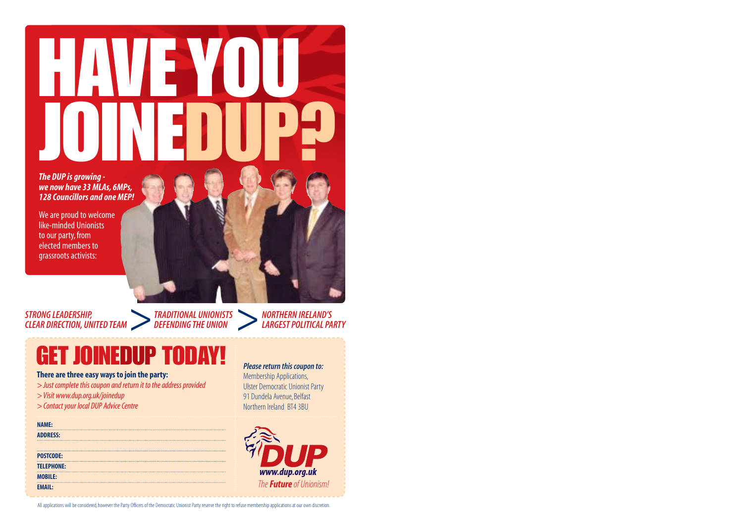# HAVE YOU JOINEDUP?

***The DUP is growing - we now have 33 MLAs, 6MPs, 128 Councillors and one MEP!***

We are proud to welcome like-minded Unionists to our party, from elected members to grassroots activists:

*STRONG LEADERSHIP, CLEAR DIRECTION, UNITED TEAM* > *TRADITIONAL UNIONISTS DEFENDING THE UNION* > *NORTHERN IRELAND'S LARGEST POLITICAL PARTY*

## GET JOINEDUP TODAY!

**There are three easy ways to join the party:**

*> Just complete this coupon and return it to the address provided*
*> Visit www.dup.org.uk/joinedup*
*> Contact your local DUP Advice Centre*

**NAME:**
**ADDRESS:**

**POSTCODE:**
**TELEPHONE:**
**MOBILE:**
**EMAIL:**

***Please return this coupon to:***
Membership Applications,
Ulster Democratic Unionist Party
91 Dundela Avenue, Belfast
Northern Ireland BT4 3BU

**DUP**
***www.dup.org.uk***
*The **Future** of Unionism!*

All applications will be considered, however the Party Officers of the Democratic Unionist Party reserve the right to refuse membership applications at our own discretion.